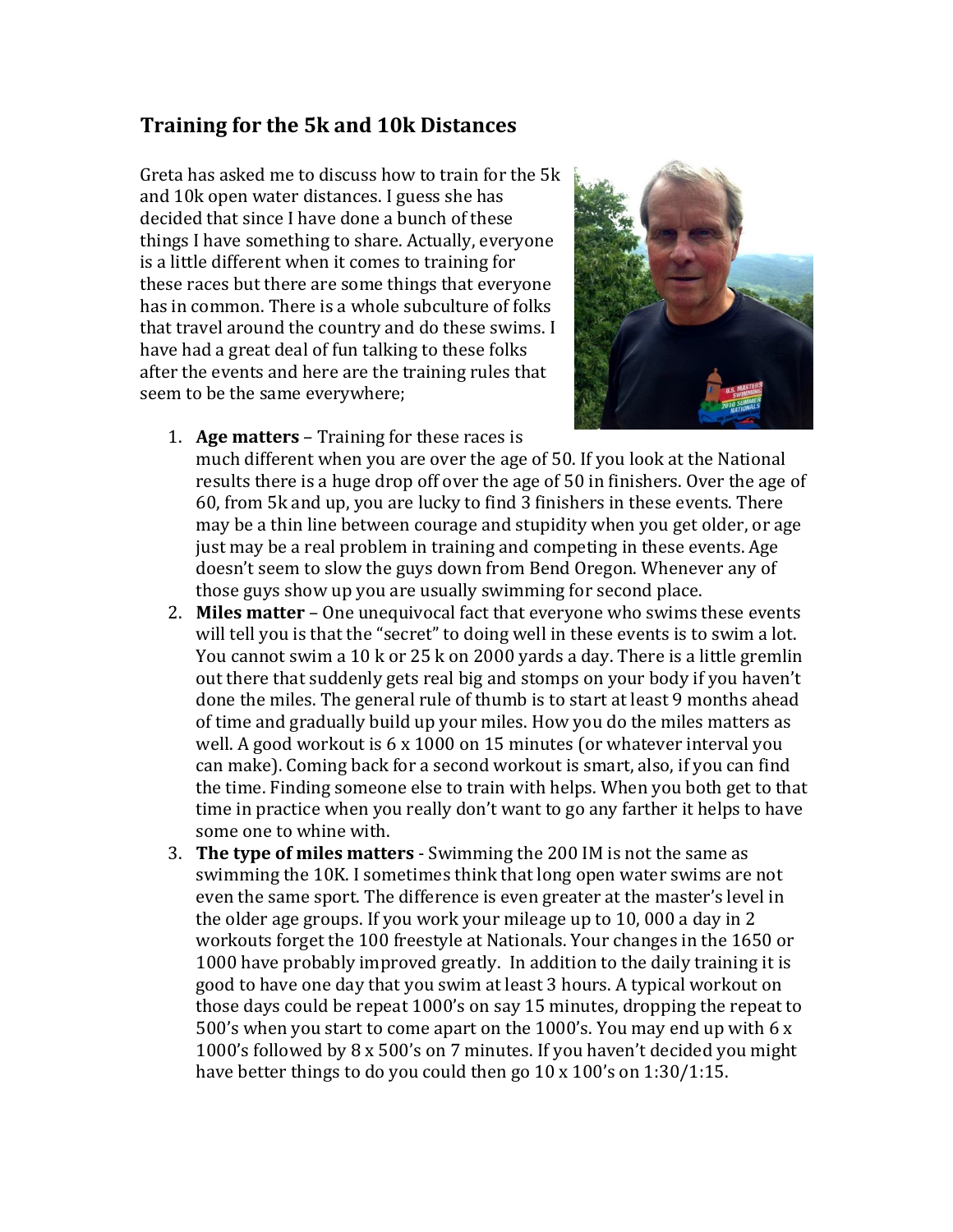## Training for the 5k and 10k Distances

Greta has asked me to discuss how to train for the 5k and 10k open water distances. I guess she has decided that since I have done a bunch of these things I have something to share. Actually, everyone is a little different when it comes to training for these races but there are some things that everyone has in common. There is a whole subculture of folks that travel around the country and do these swims. I have had a great deal of fun talking to these folks after the events and here are the training rules that seem to be the same everywhere;

1. **Age matters** – Training for these races is much different when you are over the age of 50. If you look at the National results there is a huge drop off over the age of 50 in finishers. Over the age of 60, from 5k and up, you are lucky to find 3 finishers in these events. There may be a thin line between courage and stupidity when you get older, or age just may be a real problem in training and competing in these events. Age doesn't seem to slow the guys down from Bend Oregon. Whenever any of those guys show up you are usually swimming for second place.
2. **Miles matter** – One unequivocal fact that everyone who swims these events will tell you is that the "secret" to doing well in these events is to swim a lot. You cannot swim a 10 k or 25 k on 2000 yards a day. There is a little gremlin out there that suddenly gets real big and stomps on your body if you haven't done the miles. The general rule of thumb is to start at least 9 months ahead of time and gradually build up your miles. How you do the miles matters as well. A good workout is 6 x 1000 on 15 minutes (or whatever interval you can make). Coming back for a second workout is smart, also, if you can find the time. Finding someone else to train with helps. When you both get to that time in practice when you really don't want to go any farther it helps to have some one to whine with.
3. **The type of miles matters** - Swimming the 200 IM is not the same as swimming the 10K. I sometimes think that long open water swims are not even the same sport. The difference is even greater at the master's level in the older age groups. If you work your mileage up to 10, 000 a day in 2 workouts forget the 100 freestyle at Nationals. Your changes in the 1650 or 1000 have probably improved greatly. In addition to the daily training it is good to have one day that you swim at least 3 hours. A typical workout on those days could be repeat 1000's on say 15 minutes, dropping the repeat to 500's when you start to come apart on the 1000's. You may end up with 6 x 1000's followed by 8 x 500's on 7 minutes. If you haven't decided you might have better things to do you could then go 10 x 100's on 1:30/1:15.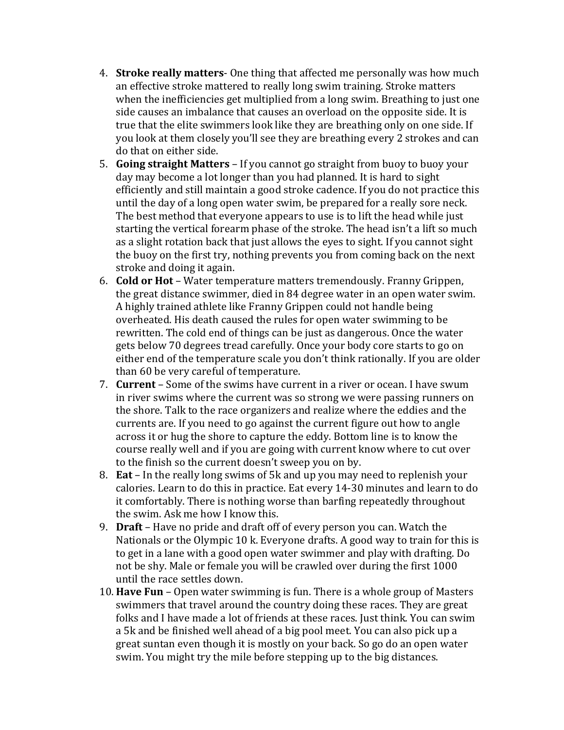4. **Stroke really matters**- One thing that affected me personally was how much an effective stroke mattered to really long swim training. Stroke matters when the inefficiencies get multiplied from a long swim. Breathing to just one side causes an imbalance that causes an overload on the opposite side. It is true that the elite swimmers look like they are breathing only on one side. If you look at them closely you'll see they are breathing every 2 strokes and can do that on either side.
5. **Going straight Matters** – If you cannot go straight from buoy to buoy your day may become a lot longer than you had planned. It is hard to sight efficiently and still maintain a good stroke cadence. If you do not practice this until the day of a long open water swim, be prepared for a really sore neck. The best method that everyone appears to use is to lift the head while just starting the vertical forearm phase of the stroke. The head isn't a lift so much as a slight rotation back that just allows the eyes to sight. If you cannot sight the buoy on the first try, nothing prevents you from coming back on the next stroke and doing it again.
6. **Cold or Hot** – Water temperature matters tremendously. Franny Grippen, the great distance swimmer, died in 84 degree water in an open water swim. A highly trained athlete like Franny Grippen could not handle being overheated. His death caused the rules for open water swimming to be rewritten. The cold end of things can be just as dangerous. Once the water gets below 70 degrees tread carefully. Once your body core starts to go on either end of the temperature scale you don't think rationally. If you are older than 60 be very careful of temperature.
7. **Current** – Some of the swims have current in a river or ocean. I have swum in river swims where the current was so strong we were passing runners on the shore. Talk to the race organizers and realize where the eddies and the currents are. If you need to go against the current figure out how to angle across it or hug the shore to capture the eddy. Bottom line is to know the course really well and if you are going with current know where to cut over to the finish so the current doesn't sweep you on by.
8. **Eat** – In the really long swims of 5k and up you may need to replenish your calories. Learn to do this in practice. Eat every 14-30 minutes and learn to do it comfortably. There is nothing worse than barfing repeatedly throughout the swim. Ask me how I know this.
9. **Draft** – Have no pride and draft off of every person you can. Watch the Nationals or the Olympic 10 k. Everyone drafts. A good way to train for this is to get in a lane with a good open water swimmer and play with drafting. Do not be shy. Male or female you will be crawled over during the first 1000 until the race settles down.
10. **Have Fun** – Open water swimming is fun. There is a whole group of Masters swimmers that travel around the country doing these races. They are great folks and I have made a lot of friends at these races. Just think. You can swim a 5k and be finished well ahead of a big pool meet. You can also pick up a great suntan even though it is mostly on your back. So go do an open water swim. You might try the mile before stepping up to the big distances.